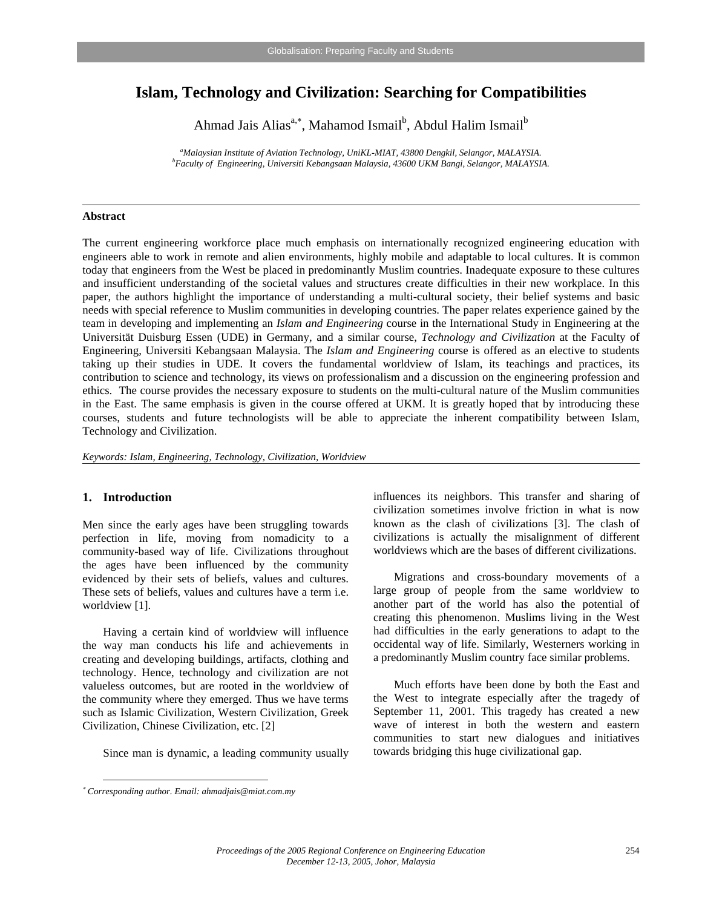# Islam, Technology and Civilization: Searching for Compatibilities

Ahmad Jais Alias[a,*], Mahamod Ismail[b], Abdul Halim Ismail[b]

[a]*Malaysian Institute of Aviation Technology, UniKL-MIAT, 43800 Dengkil, Selangor, MALAYSIA.*
[b]*Faculty of Engineering, Universiti Kebangsaan Malaysia, 43600 UKM Bangi, Selangor, MALAYSIA.*

---

## Abstract

The current engineering workforce place much emphasis on internationally recognized engineering education with engineers able to work in remote and alien environments, highly mobile and adaptable to local cultures. It is common today that engineers from the West be placed in predominantly Muslim countries. Inadequate exposure to these cultures and insufficient understanding of the societal values and structures create difficulties in their new workplace. In this paper, the authors highlight the importance of understanding a multi-cultural society, their belief systems and basic needs with special reference to Muslim communities in developing countries. The paper relates experience gained by the team in developing and implementing an *Islam and Engineering* course in the International Study in Engineering at the Universität Duisburg Essen (UDE) in Germany, and a similar course, *Technology and Civilization* at the Faculty of Engineering, Universiti Kebangsaan Malaysia. The *Islam and Engineering* course is offered as an elective to students taking up their studies in UDE. It covers the fundamental worldview of Islam, its teachings and practices, its contribution to science and technology, its views on professionalism and a discussion on the engineering profession and ethics. The course provides the necessary exposure to students on the multi-cultural nature of the Muslim communities in the East. The same emphasis is given in the course offered at UKM. It is greatly hoped that by introducing these courses, students and future technologists will be able to appreciate the inherent compatibility between Islam, Technology and Civilization.

*Keywords: Islam, Engineering, Technology, Civilization, Worldview*

---

## 1. Introduction

Men since the early ages have been struggling towards perfection in life, moving from nomadicity to a community-based way of life. Civilizations throughout the ages have been influenced by the community evidenced by their sets of beliefs, values and cultures. These sets of beliefs, values and cultures have a term i.e. worldview [1].

Having a certain kind of worldview will influence the way man conducts his life and achievements in creating and developing buildings, artifacts, clothing and technology. Hence, technology and civilization are not valueless outcomes, but are rooted in the worldview of the community where they emerged. Thus we have terms such as Islamic Civilization, Western Civilization, Greek Civilization, Chinese Civilization, etc. [2]

Since man is dynamic, a leading community usually influences its neighbors. This transfer and sharing of civilization sometimes involve friction in what is now known as the clash of civilizations [3]. The clash of civilizations is actually the misalignment of different worldviews which are the bases of different civilizations.

Migrations and cross-boundary movements of a large group of people from the same worldview to another part of the world has also the potential of creating this phenomenon. Muslims living in the West had difficulties in the early generations to adapt to the occidental way of life. Similarly, Westerners working in a predominantly Muslim country face similar problems.

Much efforts have been done by both the East and the West to integrate especially after the tragedy of September 11, 2001. This tragedy has created a new wave of interest in both the western and eastern communities to start new dialogues and initiatives towards bridging this huge civilizational gap.

---

[*] *Corresponding author. Email: ahmadjais@miat.com.my*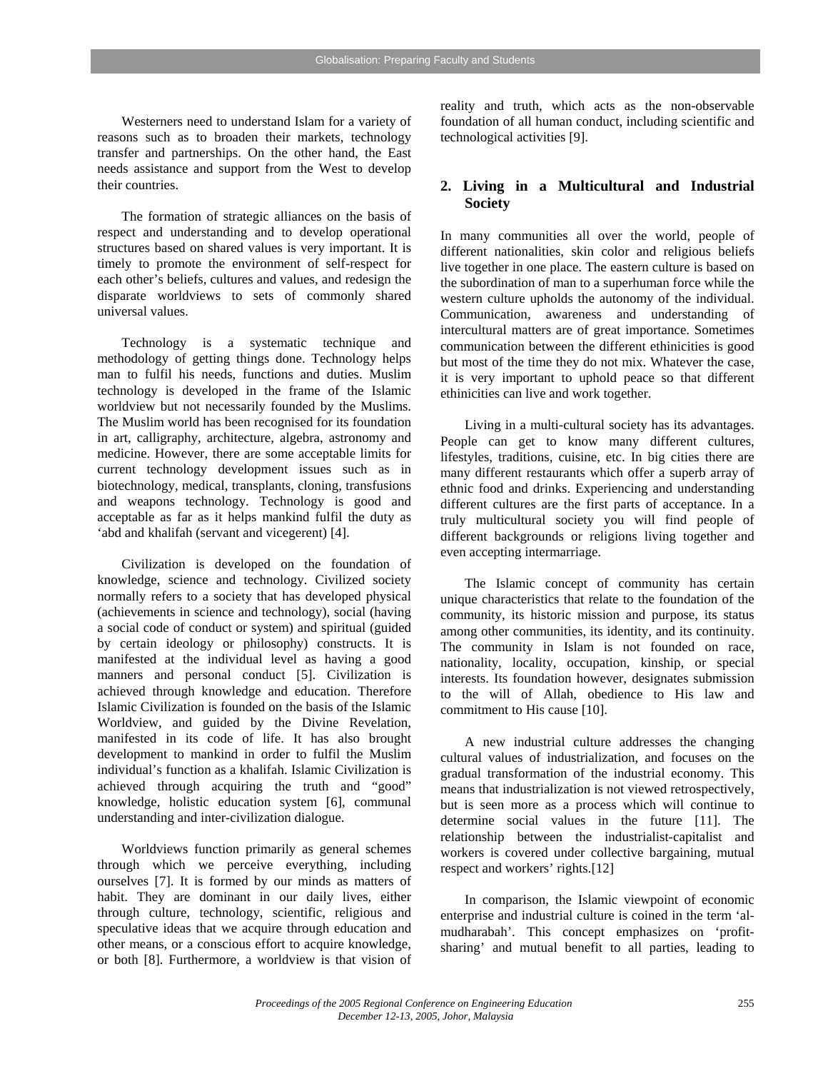Westerners need to understand Islam for a variety of reasons such as to broaden their markets, technology transfer and partnerships. On the other hand, the East needs assistance and support from the West to develop their countries.

The formation of strategic alliances on the basis of respect and understanding and to develop operational structures based on shared values is very important. It is timely to promote the environment of self-respect for each other's beliefs, cultures and values, and redesign the disparate worldviews to sets of commonly shared universal values.

Technology is a systematic technique and methodology of getting things done. Technology helps man to fulfil his needs, functions and duties. Muslim technology is developed in the frame of the Islamic worldview but not necessarily founded by the Muslims. The Muslim world has been recognised for its foundation in art, calligraphy, architecture, algebra, astronomy and medicine. However, there are some acceptable limits for current technology development issues such as in biotechnology, medical, transplants, cloning, transfusions and weapons technology. Technology is good and acceptable as far as it helps mankind fulfil the duty as 'abd and khalifah (servant and vicegerent) [4].

Civilization is developed on the foundation of knowledge, science and technology. Civilized society normally refers to a society that has developed physical (achievements in science and technology), social (having a social code of conduct or system) and spiritual (guided by certain ideology or philosophy) constructs. It is manifested at the individual level as having a good manners and personal conduct [5]. Civilization is achieved through knowledge and education. Therefore Islamic Civilization is founded on the basis of the Islamic Worldview, and guided by the Divine Revelation, manifested in its code of life. It has also brought development to mankind in order to fulfil the Muslim individual's function as a khalifah. Islamic Civilization is achieved through acquiring the truth and "good" knowledge, holistic education system [6], communal understanding and inter-civilization dialogue.

Worldviews function primarily as general schemes through which we perceive everything, including ourselves [7]. It is formed by our minds as matters of habit. They are dominant in our daily lives, either through culture, technology, scientific, religious and speculative ideas that we acquire through education and other means, or a conscious effort to acquire knowledge, or both [8]. Furthermore, a worldview is that vision of reality and truth, which acts as the non-observable foundation of all human conduct, including scientific and technological activities [9].

## 2. Living in a Multicultural and Industrial Society

In many communities all over the world, people of different nationalities, skin color and religious beliefs live together in one place. The eastern culture is based on the subordination of man to a superhuman force while the western culture upholds the autonomy of the individual. Communication, awareness and understanding of intercultural matters are of great importance. Sometimes communication between the different ethinicities is good but most of the time they do not mix. Whatever the case, it is very important to uphold peace so that different ethinicities can live and work together.

Living in a multi-cultural society has its advantages. People can get to know many different cultures, lifestyles, traditions, cuisine, etc. In big cities there are many different restaurants which offer a superb array of ethnic food and drinks. Experiencing and understanding different cultures are the first parts of acceptance. In a truly multicultural society you will find people of different backgrounds or religions living together and even accepting intermarriage.

The Islamic concept of community has certain unique characteristics that relate to the foundation of the community, its historic mission and purpose, its status among other communities, its identity, and its continuity. The community in Islam is not founded on race, nationality, locality, occupation, kinship, or special interests. Its foundation however, designates submission to the will of Allah, obedience to His law and commitment to His cause [10].

A new industrial culture addresses the changing cultural values of industrialization, and focuses on the gradual transformation of the industrial economy. This means that industrialization is not viewed retrospectively, but is seen more as a process which will continue to determine social values in the future [11]. The relationship between the industrialist-capitalist and workers is covered under collective bargaining, mutual respect and workers' rights.[12]

In comparison, the Islamic viewpoint of economic enterprise and industrial culture is coined in the term 'al-mudharabah'. This concept emphasizes on 'profit-sharing' and mutual benefit to all parties, leading to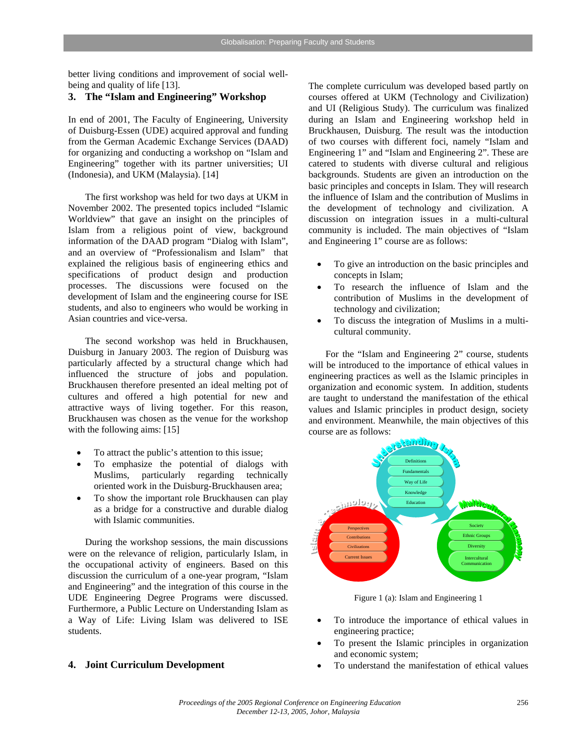better living conditions and improvement of social well-being and quality of life [13].

## 3. The "Islam and Engineering" Workshop

In end of 2001, The Faculty of Engineering, University of Duisburg-Essen (UDE) acquired approval and funding from the German Academic Exchange Services (DAAD) for organizing and conducting a workshop on "Islam and Engineering" together with its partner universities; UI (Indonesia), and UKM (Malaysia). [14]

The first workshop was held for two days at UKM in November 2002. The presented topics included "Islamic Worldview" that gave an insight on the principles of Islam from a religious point of view, background information of the DAAD program "Dialog with Islam", and an overview of "Professionalism and Islam" that explained the religious basis of engineering ethics and specifications of product design and production processes. The discussions were focused on the development of Islam and the engineering course for ISE students, and also to engineers who would be working in Asian countries and vice-versa.

The second workshop was held in Bruckhausen, Duisburg in January 2003. The region of Duisburg was particularly affected by a structural change which had influenced the structure of jobs and population. Bruckhausen therefore presented an ideal melting pot of cultures and offered a high potential for new and attractive ways of living together. For this reason, Bruckhausen was chosen as the venue for the workshop with the following aims: [15]

- To attract the public's attention to this issue;
- To emphasize the potential of dialogs with Muslims, particularly regarding technically oriented work in the Duisburg-Bruckhausen area;
- To show the important role Bruckhausen can play as a bridge for a constructive and durable dialog with Islamic communities.

During the workshop sessions, the main discussions were on the relevance of religion, particularly Islam, in the occupational activity of engineers. Based on this discussion the curriculum of a one-year program, "Islam and Engineering" and the integration of this course in the UDE Engineering Degree Programs were discussed. Furthermore, a Public Lecture on Understanding Islam as a Way of Life: Living Islam was delivered to ISE students.

## 4. Joint Curriculum Development

The complete curriculum was developed based partly on courses offered at UKM (Technology and Civilization) and UI (Religious Study). The curriculum was finalized during an Islam and Engineering workshop held in Bruckhausen, Duisburg. The result was the intoduction of two courses with different foci, namely "Islam and Engineering 1" and "Islam and Engineering 2". These are catered to students with diverse cultural and religious backgrounds. Students are given an introduction on the basic principles and concepts in Islam. They will research the influence of Islam and the contribution of Muslims in the development of technology and civilization. A discussion on integration issues in a multi-cultural community is included. The main objectives of "Islam and Engineering 1" course are as follows:

- To give an introduction on the basic principles and concepts in Islam;
- To research the influence of Islam and the contribution of Muslims in the development of technology and civilization;
- To discuss the integration of Muslims in a multi-cultural community.

For the "Islam and Engineering 2" course, students will be introduced to the importance of ethical values in engineering practices as well as the Islamic principles in organization and economic system. In addition, students are taught to understand the manifestation of the ethical values and Islamic principles in product design, society and environment. Meanwhile, the main objectives of this course are as follows:

Figure 1 (a): Islam and Engineering 1

- To introduce the importance of ethical values in engineering practice;
- To present the Islamic principles in organization and economic system;
- To understand the manifestation of ethical values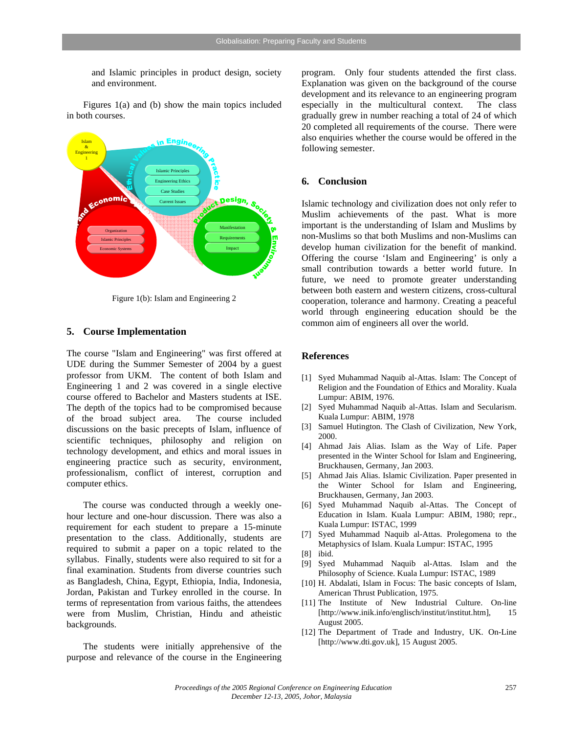and Islamic principles in product design, society and environment.

Figures 1(a) and (b) show the main topics included in both courses.

Figure 1(b): Islam and Engineering 2

## 5. Course Implementation

The course "Islam and Engineering" was first offered at UDE during the Summer Semester of 2004 by a guest professor from UKM. The content of both Islam and Engineering 1 and 2 was covered in a single elective course offered to Bachelor and Masters students at ISE. The depth of the topics had to be compromised because of the broad subject area. The course included discussions on the basic precepts of Islam, influence of scientific techniques, philosophy and religion on technology development, and ethics and moral issues in engineering practice such as security, environment, professionalism, conflict of interest, corruption and computer ethics.

The course was conducted through a weekly one-hour lecture and one-hour discussion. There was also a requirement for each student to prepare a 15-minute presentation to the class. Additionally, students are required to submit a paper on a topic related to the syllabus. Finally, students were also required to sit for a final examination. Students from diverse countries such as Bangladesh, China, Egypt, Ethiopia, India, Indonesia, Jordan, Pakistan and Turkey enrolled in the course. In terms of representation from various faiths, the attendees were from Muslim, Christian, Hindu and atheistic backgrounds.

The students were initially apprehensive of the purpose and relevance of the course in the Engineering program. Only four students attended the first class. Explanation was given on the background of the course development and its relevance to an engineering program especially in the multicultural context. The class gradually grew in number reaching a total of 24 of which 20 completed all requirements of the course. There were also enquiries whether the course would be offered in the following semester.

## 6. Conclusion

Islamic technology and civilization does not only refer to Muslim achievements of the past. What is more important is the understanding of Islam and Muslims by non-Muslims so that both Muslims and non-Muslims can develop human civilization for the benefit of mankind. Offering the course 'Islam and Engineering' is only a small contribution towards a better world future. In future, we need to promote greater understanding between both eastern and western citizens, cross-cultural cooperation, tolerance and harmony. Creating a peaceful world through engineering education should be the common aim of engineers all over the world.

## References

[1] Syed Muhammad Naquib al-Attas. Islam: The Concept of Religion and the Foundation of Ethics and Morality. Kuala Lumpur: ABIM, 1976.
[2] Syed Muhammad Naquib al-Attas. Islam and Secularism. Kuala Lumpur: ABIM, 1978
[3] Samuel Hutington. The Clash of Civilization, New York, 2000.
[4] Ahmad Jais Alias. Islam as the Way of Life. Paper presented in the Winter School for Islam and Engineering, Bruckhausen, Germany, Jan 2003.
[5] Ahmad Jais Alias. Islamic Civilization. Paper presented in the Winter School for Islam and Engineering, Bruckhausen, Germany, Jan 2003.
[6] Syed Muhammad Naquib al-Attas. The Concept of Education in Islam. Kuala Lumpur: ABIM, 1980; repr., Kuala Lumpur: ISTAC, 1999
[7] Syed Muhammad Naquib al-Attas. Prolegomena to the Metaphysics of Islam. Kuala Lumpur: ISTAC, 1995
[8] ibid.
[9] Syed Muhammad Naquib al-Attas. Islam and the Philosophy of Science. Kuala Lumpur: ISTAC, 1989
[10] H. Abdalati, Islam in Focus: The basic concepts of Islam, American Thrust Publication, 1975.
[11] The Institute of New Industrial Culture. On-line [http://www.inik.info/englisch/institut/institut.htm], 15 August 2005.
[12] The Department of Trade and Industry, UK. On-Line [http://www.dti.gov.uk], 15 August 2005.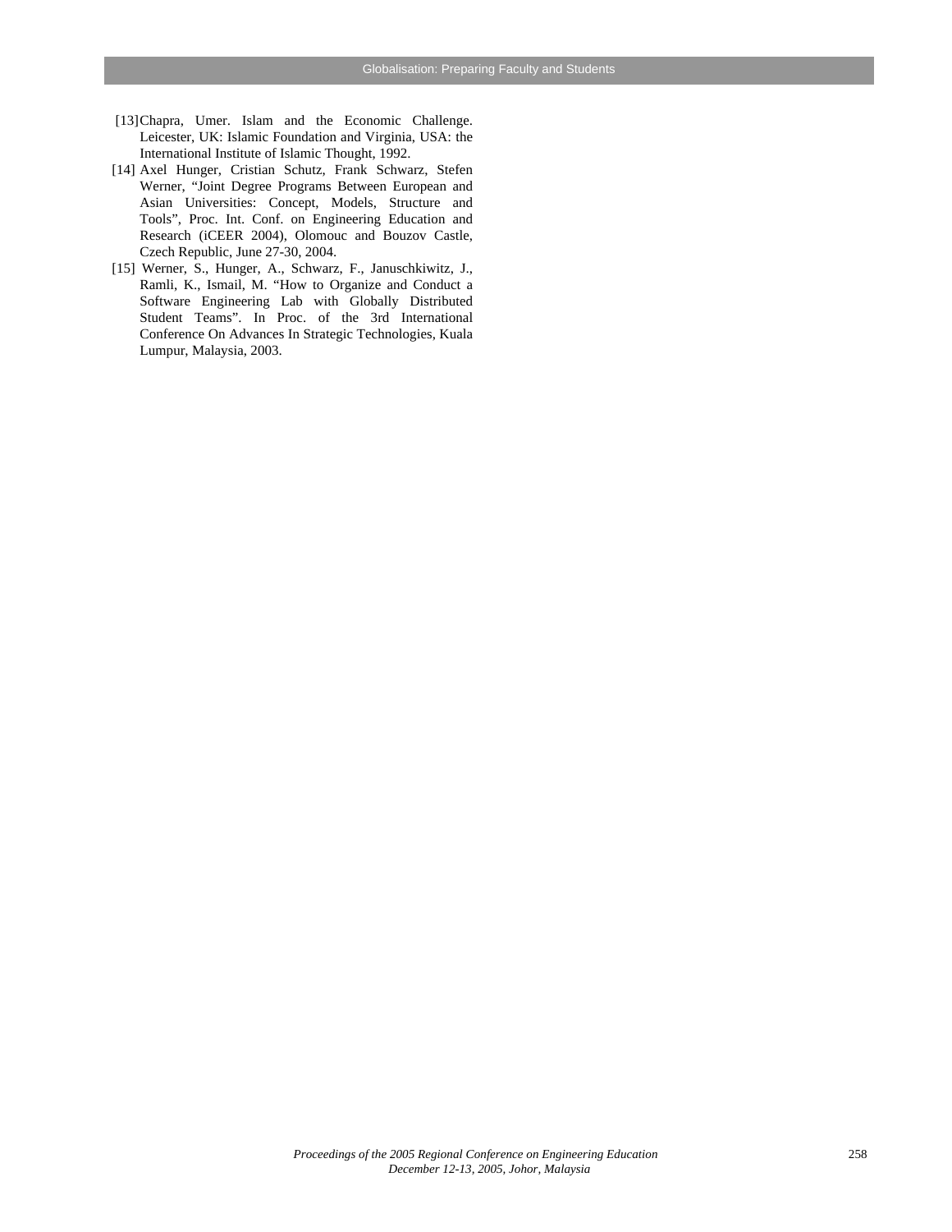[13] Chapra, Umer. Islam and the Economic Challenge. Leicester, UK: Islamic Foundation and Virginia, USA: the International Institute of Islamic Thought, 1992.

[14] Axel Hunger, Cristian Schutz, Frank Schwarz, Stefen Werner, "Joint Degree Programs Between European and Asian Universities: Concept, Models, Structure and Tools", Proc. Int. Conf. on Engineering Education and Research (iCEER 2004), Olomouc and Bouzov Castle, Czech Republic, June 27-30, 2004.

[15] Werner, S., Hunger, A., Schwarz, F., Januschkiwitz, J., Ramli, K., Ismail, M. "How to Organize and Conduct a Software Engineering Lab with Globally Distributed Student Teams". In Proc. of the 3rd International Conference On Advances In Strategic Technologies, Kuala Lumpur, Malaysia, 2003.